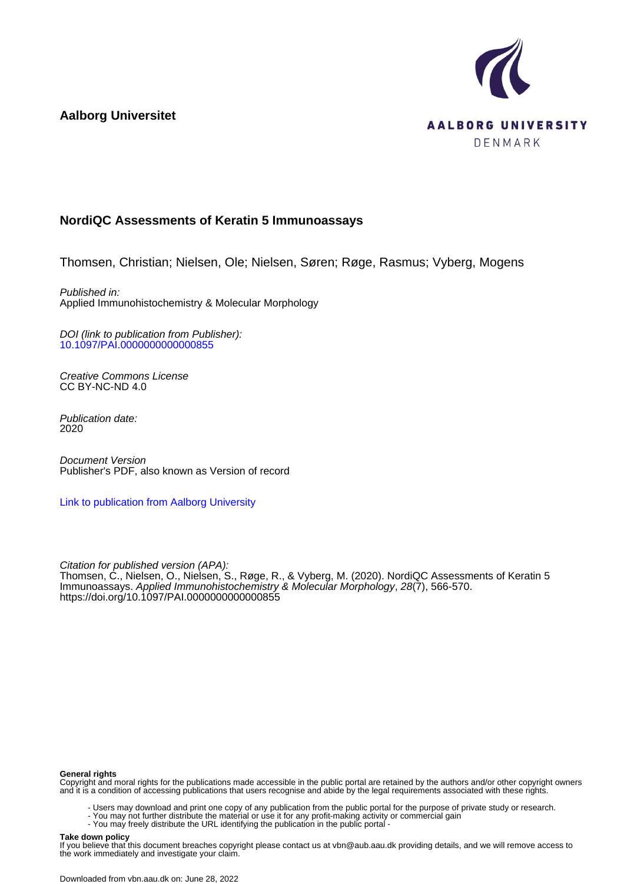**Aalborg Universitet**

AALBORG UNIVERSITY
DENMARK

## NordiQC Assessments of Keratin 5 Immunoassays

Thomsen, Christian; Nielsen, Ole; Nielsen, Søren; Røge, Rasmus; Vyberg, Mogens

*Published in:*
Applied Immunohistochemistry & Molecular Morphology

*DOI (link to publication from Publisher):*
10.1097/PAI.0000000000000855

*Creative Commons License*
CC BY-NC-ND 4.0

*Publication date:*
2020

*Document Version*
Publisher's PDF, also known as Version of record

Link to publication from Aalborg University

*Citation for published version (APA):*
Thomsen, C., Nielsen, O., Nielsen, S., Røge, R., & Vyberg, M. (2020). NordiQC Assessments of Keratin 5 Immunoassays. *Applied Immunohistochemistry & Molecular Morphology*, *28*(7), 566-570. https://doi.org/10.1097/PAI.0000000000000855

**General rights**
Copyright and moral rights for the publications made accessible in the public portal are retained by the authors and/or other copyright owners and it is a condition of accessing publications that users recognise and abide by the legal requirements associated with these rights.

- Users may download and print one copy of any publication from the public portal for the purpose of private study or research.
- You may not further distribute the material or use it for any profit-making activity or commercial gain
- You may freely distribute the URL identifying the publication in the public portal -

**Take down policy**
If you believe that this document breaches copyright please contact us at vbn@aub.aau.dk providing details, and we will remove access to the work immediately and investigate your claim.

Downloaded from vbn.aau.dk on: June 28, 2022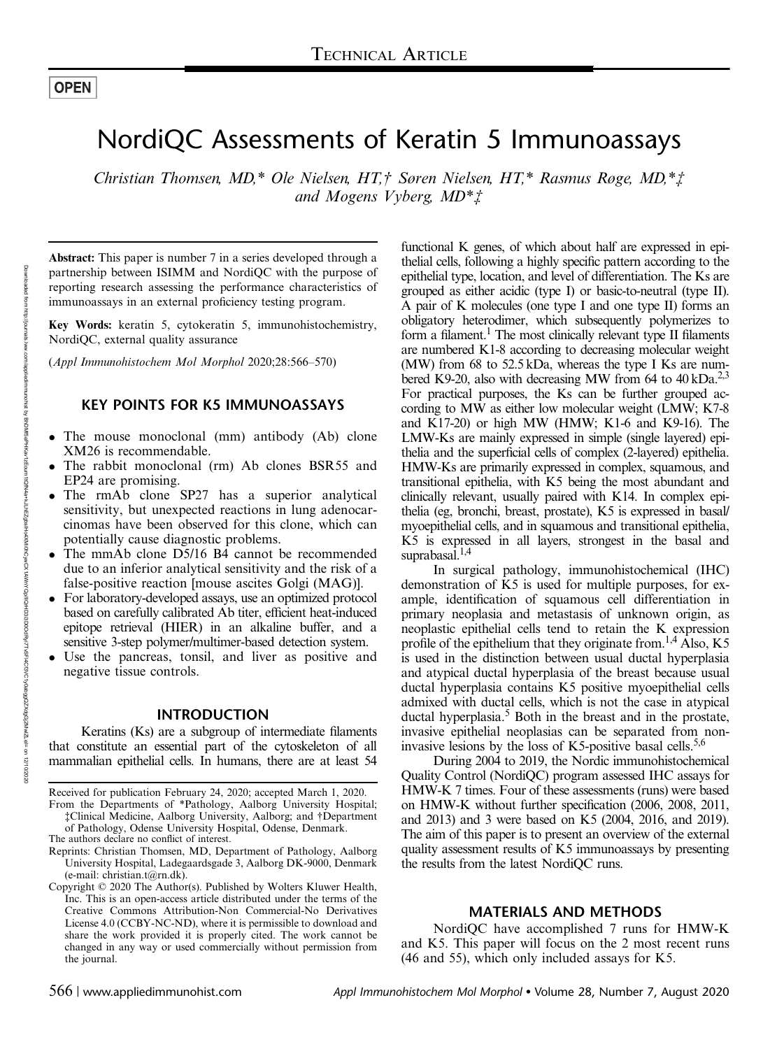## Technical Article

**OPEN**

# NordiQC Assessments of Keratin 5 Immunoassays

*Christian Thomsen, MD,\* Ole Nielsen, HT,† Søren Nielsen, HT,\* Rasmus Røge, MD,\*‡ and Mogens Vyberg, MD\*‡*

**Abstract:** This paper is number 7 in a series developed through a partnership between ISIMM and NordiQC with the purpose of reporting research assessing the performance characteristics of immunoassays in an external proficiency testing program.

**Key Words:** keratin 5, cytokeratin 5, immunohistochemistry, NordiQC, external quality assurance

(*Appl Immunohistochem Mol Morphol* 2020;28:566–570)

## KEY POINTS FOR K5 IMMUNOASSAYS

- The mouse monoclonal (mm) antibody (Ab) clone XM26 is recommendable.
- The rabbit monoclonal (rm) Ab clones BSR55 and EP24 are promising.
- The rmAb clone SP27 has a superior analytical sensitivity, but unexpected reactions in lung adenocarcinomas have been observed for this clone, which can potentially cause diagnostic problems.
- The mmAb clone D5/16 B4 cannot be recommended due to an inferior analytical sensitivity and the risk of a false-positive reaction [mouse ascites Golgi (MAG)].
- For laboratory-developed assays, use an optimized protocol based on carefully calibrated Ab titer, efficient heat-induced epitope retrieval (HIER) in an alkaline buffer, and a sensitive 3-step polymer/multimer-based detection system.
- Use the pancreas, tonsil, and liver as positive and negative tissue controls.

## INTRODUCTION

Keratins (Ks) are a subgroup of intermediate filaments that constitute an essential part of the cytoskeleton of all mammalian epithelial cells. In humans, there are at least 54 functional K genes, of which about half are expressed in epithelial cells, following a highly specific pattern according to the epithelial type, location, and level of differentiation. The Ks are grouped as either acidic (type I) or basic-to-neutral (type II). A pair of K molecules (one type I and one type II) forms an obligatory heterodimer, which subsequently polymerizes to form a filament.[1] The most clinically relevant type II filaments are numbered K1-8 according to decreasing molecular weight (MW) from 68 to 52.5 kDa, whereas the type I Ks are numbered K9-20, also with decreasing MW from 64 to 40 kDa.[2,3] For practical purposes, the Ks can be further grouped according to MW as either low molecular weight (LMW; K7-8 and K17-20) or high MW (HMW; K1-6 and K9-16). The LMW-Ks are mainly expressed in simple (single layered) epithelia and the superficial cells of complex (2-layered) epithelia. HMW-Ks are primarily expressed in complex, squamous, and transitional epithelia, with K5 being the most abundant and clinically relevant, usually paired with K14. In complex epithelia (eg, bronchi, breast, prostate), K5 is expressed in basal/myoepithelial cells, and in squamous and transitional epithelia, K5 is expressed in all layers, strongest in the basal and suprabasal.[1,4]

In surgical pathology, immunohistochemical (IHC) demonstration of K5 is used for multiple purposes, for example, identification of squamous cell differentiation in primary neoplasia and metastasis of unknown origin, as neoplastic epithelial cells tend to retain the K expression profile of the epithelium that they originate from.[1,4] Also, K5 is used in the distinction between usual ductal hyperplasia and atypical ductal hyperplasia of the breast because usual ductal hyperplasia contains K5 positive myoepithelial cells admixed with ductal cells, which is not the case in atypical ductal hyperplasia.[5] Both in the breast and in the prostate, invasive epithelial neoplasias can be separated from noninvasive lesions by the loss of K5-positive basal cells.[5,6]

During 2004 to 2019, the Nordic immunohistochemical Quality Control (NordiQC) program assessed IHC assays for HMW-K 7 times. Four of these assessments (runs) were based on HMW-K without further specification (2006, 2008, 2011, and 2013) and 3 were based on K5 (2004, 2016, and 2019). The aim of this paper is to present an overview of the external quality assessment results of K5 immunoassays by presenting the results from the latest NordiQC runs.

## MATERIALS AND METHODS

NordiQC have accomplished 7 runs for HMW-K and K5. This paper will focus on the 2 most recent runs (46 and 55), which only included assays for K5.

Received for publication February 24, 2020; accepted March 1, 2020.
From the Departments of \*Pathology, Aalborg University Hospital; ‡Clinical Medicine, Aalborg University, Aalborg; and †Department of Pathology, Odense University Hospital, Odense, Denmark.
The authors declare no conflict of interest.
Reprints: Christian Thomsen, MD, Department of Pathology, Aalborg University Hospital, Ladegaardsgade 3, Aalborg DK-9000, Denmark (e-mail: christian.t@rn.dk).
Copyright © 2020 The Author(s). Published by Wolters Kluwer Health, Inc. This is an open-access article distributed under the terms of the Creative Commons Attribution-Non Commercial-No Derivatives License 4.0 (CCBY-NC-ND), where it is permissible to download and share the work provided it is properly cited. The work cannot be changed in any way or used commercially without permission from the journal.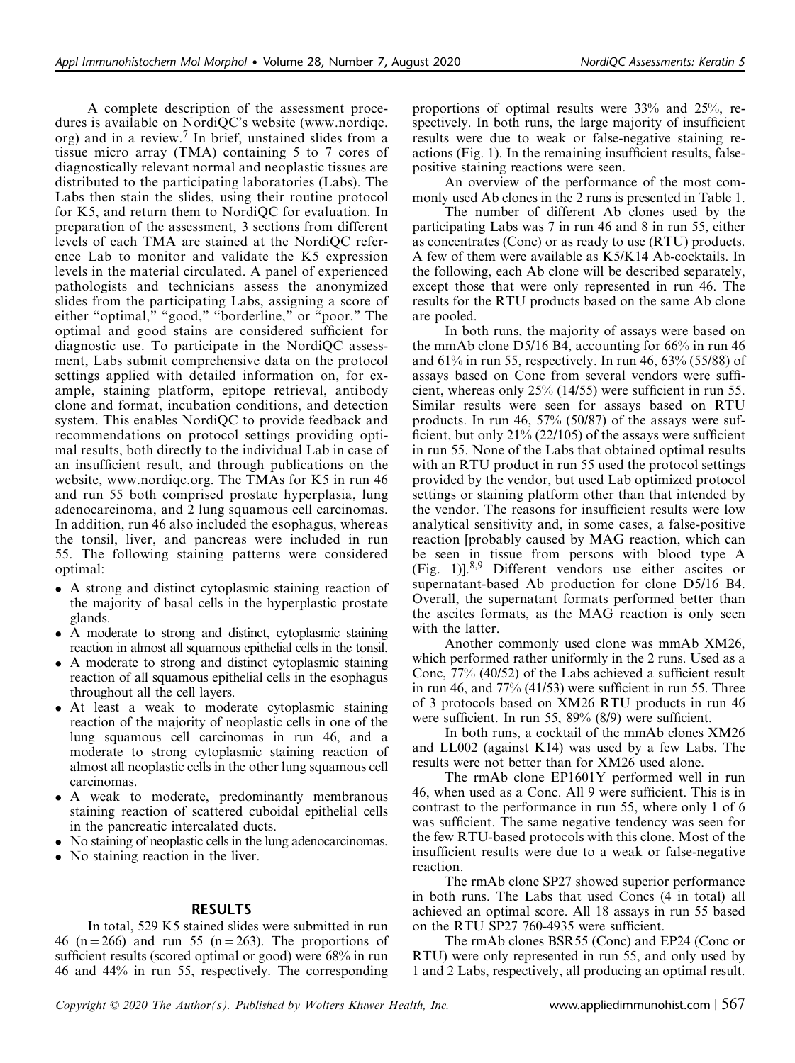A complete description of the assessment procedures is available on NordiQC's website (www.nordiqc.org) and in a review.[7] In brief, unstained slides from a tissue micro array (TMA) containing 5 to 7 cores of diagnostically relevant normal and neoplastic tissues are distributed to the participating laboratories (Labs). The Labs then stain the slides, using their routine protocol for K5, and return them to NordiQC for evaluation. In preparation of the assessment, 3 sections from different levels of each TMA are stained at the NordiQC reference Lab to monitor and validate the K5 expression levels in the material circulated. A panel of experienced pathologists and technicians assess the anonymized slides from the participating Labs, assigning a score of either "optimal," "good," "borderline," or "poor." The optimal and good stains are considered sufficient for diagnostic use. To participate in the NordiQC assessment, Labs submit comprehensive data on the protocol settings applied with detailed information on, for example, staining platform, epitope retrieval, antibody clone and format, incubation conditions, and detection system. This enables NordiQC to provide feedback and recommendations on protocol settings providing optimal results, both directly to the individual Lab in case of an insufficient result, and through publications on the website, www.nordiqc.org. The TMAs for K5 in run 46 and run 55 both comprised prostate hyperplasia, lung adenocarcinoma, and 2 lung squamous cell carcinomas. In addition, run 46 also included the esophagus, whereas the tonsil, liver, and pancreas were included in run 55. The following staining patterns were considered optimal:

- A strong and distinct cytoplasmic staining reaction of the majority of basal cells in the hyperplastic prostate glands.
- A moderate to strong and distinct, cytoplasmic staining reaction in almost all squamous epithelial cells in the tonsil.
- A moderate to strong and distinct cytoplasmic staining reaction of all squamous epithelial cells in the esophagus throughout all the cell layers.
- At least a weak to moderate cytoplasmic staining reaction of the majority of neoplastic cells in one of the lung squamous cell carcinomas in run 46, and a moderate to strong cytoplasmic staining reaction of almost all neoplastic cells in the other lung squamous cell carcinomas.
- A weak to moderate, predominantly membranous staining reaction of scattered cuboidal epithelial cells in the pancreatic intercalated ducts.
- No staining of neoplastic cells in the lung adenocarcinomas.
- No staining reaction in the liver.

## RESULTS

In total, 529 K5 stained slides were submitted in run 46 (n = 266) and run 55 (n = 263). The proportions of sufficient results (scored optimal or good) were 68% in run 46 and 44% in run 55, respectively. The corresponding proportions of optimal results were 33% and 25%, respectively. In both runs, the large majority of insufficient results were due to weak or false-negative staining reactions (Fig. 1). In the remaining insufficient results, false-positive staining reactions were seen.

An overview of the performance of the most commonly used Ab clones in the 2 runs is presented in Table 1.

The number of different Ab clones used by the participating Labs was 7 in run 46 and 8 in run 55, either as concentrates (Conc) or as ready to use (RTU) products. A few of them were available as K5/K14 Ab-cocktails. In the following, each Ab clone will be described separately, except those that were only represented in run 46. The results for the RTU products based on the same Ab clone are pooled.

In both runs, the majority of assays were based on the mmAb clone D5/16 B4, accounting for 66% in run 46 and 61% in run 55, respectively. In run 46, 63% (55/88) of assays based on Conc from several vendors were sufficient, whereas only 25% (14/55) were sufficient in run 55. Similar results were seen for assays based on RTU products. In run 46, 57% (50/87) of the assays were sufficient, but only 21% (22/105) of the assays were sufficient in run 55. None of the Labs that obtained optimal results with an RTU product in run 55 used the protocol settings provided by the vendor, but used Lab optimized protocol settings or staining platform other than that intended by the vendor. The reasons for insufficient results were low analytical sensitivity and, in some cases, a false-positive reaction [probably caused by MAG reaction, which can be seen in tissue from persons with blood type A (Fig. 1)].[8,9] Different vendors use either ascites or supernatant-based Ab production for clone D5/16 B4. Overall, the supernatant formats performed better than the ascites formats, as the MAG reaction is only seen with the latter.

Another commonly used clone was mmAb XM26, which performed rather uniformly in the 2 runs. Used as a Conc, 77% (40/52) of the Labs achieved a sufficient result in run 46, and 77% (41/53) were sufficient in run 55. Three of 3 protocols based on XM26 RTU products in run 46 were sufficient. In run 55, 89% (8/9) were sufficient.

In both runs, a cocktail of the mmAb clones XM26 and LL002 (against K14) was used by a few Labs. The results were not better than for XM26 used alone.

The rmAb clone EP1601Y performed well in run 46, when used as a Conc. All 9 were sufficient. This is in contrast to the performance in run 55, where only 1 of 6 was sufficient. The same negative tendency was seen for the few RTU-based protocols with this clone. Most of the insufficient results were due to a weak or false-negative reaction.

The rmAb clone SP27 showed superior performance in both runs. The Labs that used Concs (4 in total) all achieved an optimal score. All 18 assays in run 55 based on the RTU SP27 760-4935 were sufficient.

The rmAb clones BSR55 (Conc) and EP24 (Conc or RTU) were only represented in run 55, and only used by 1 and 2 Labs, respectively, all producing an optimal result.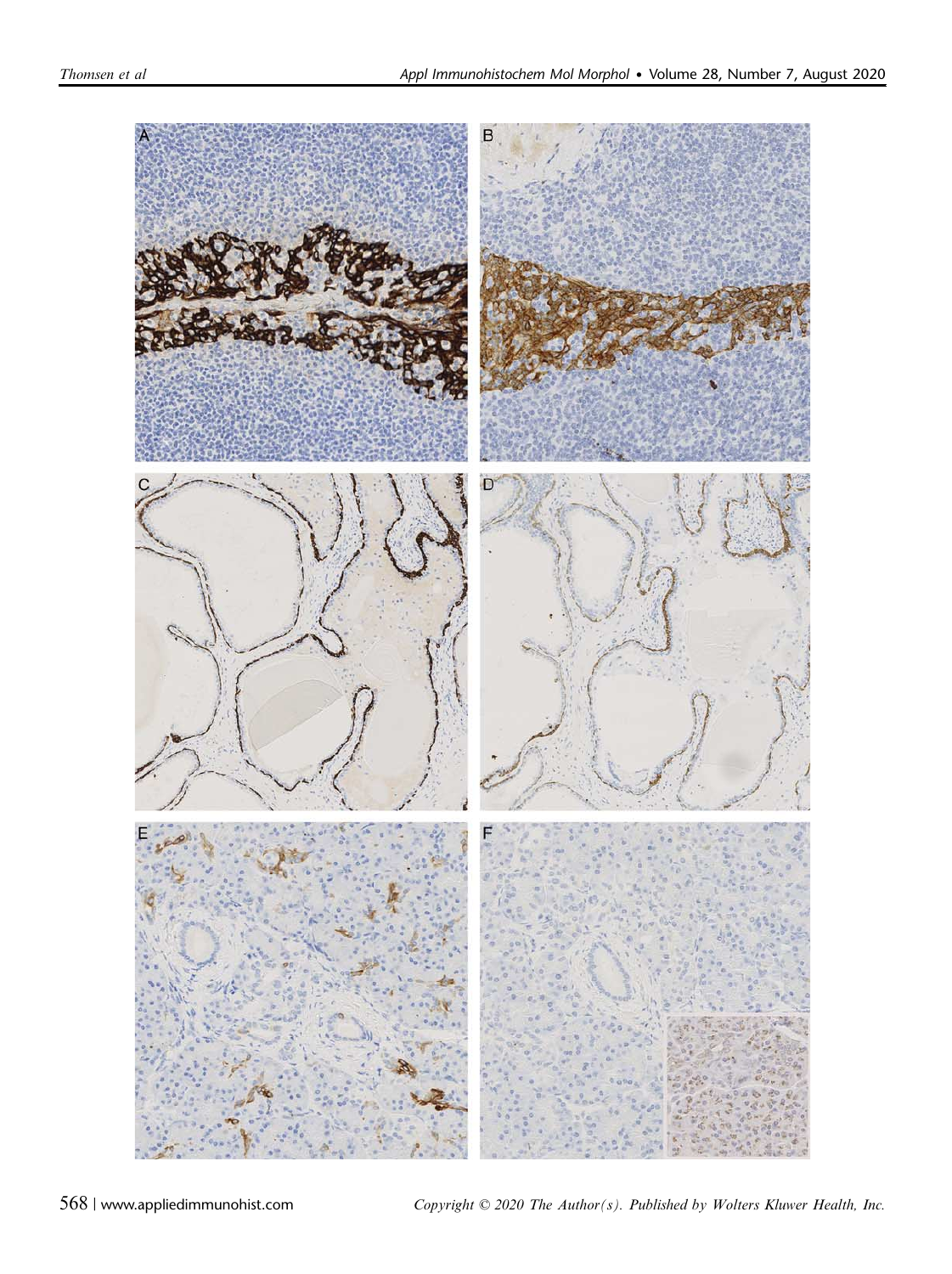A

B

C

D

E

F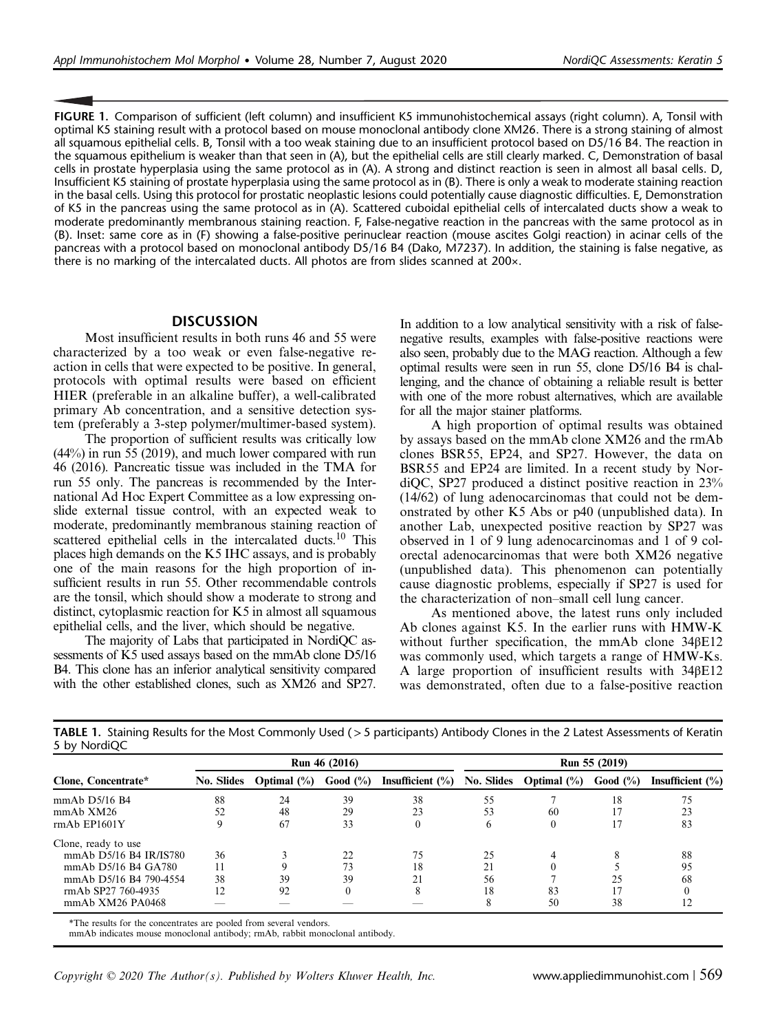FIGURE 1. Comparison of sufficient (left column) and insufficient K5 immunohistochemical assays (right column). A, Tonsil with optimal K5 staining result with a protocol based on mouse monoclonal antibody clone XM26. There is a strong staining of almost all squamous epithelial cells. B, Tonsil with a too weak staining due to an insufficient protocol based on D5/16 B4. The reaction in the squamous epithelium is weaker than that seen in (A), but the epithelial cells are still clearly marked. C, Demonstration of basal cells in prostate hyperplasia using the same protocol as in (A). A strong and distinct reaction is seen in almost all basal cells. D, Insufficient K5 staining of prostate hyperplasia using the same protocol as in (B). There is only a weak to moderate staining reaction in the basal cells. Using this protocol for prostatic neoplastic lesions could potentially cause diagnostic difficulties. E, Demonstration of K5 in the pancreas using the same protocol as in (A). Scattered cuboidal epithelial cells of intercalated ducts show a weak to moderate predominantly membranous staining reaction. F, False-negative reaction in the pancreas with the same protocol as in (B). Inset: same core as in (F) showing a false-positive perinuclear reaction (mouse ascites Golgi reaction) in acinar cells of the pancreas with a protocol based on monoclonal antibody D5/16 B4 (Dako, M7237). In addition, the staining is false negative, as there is no marking of the intercalated ducts. All photos are from slides scanned at 200×.

## DISCUSSION

Most insufficient results in both runs 46 and 55 were characterized by a too weak or even false-negative reaction in cells that were expected to be positive. In general, protocols with optimal results were based on efficient HIER (preferable in an alkaline buffer), a well-calibrated primary Ab concentration, and a sensitive detection system (preferably a 3-step polymer/multimer-based system).

The proportion of sufficient results was critically low (44%) in run 55 (2019), and much lower compared with run 46 (2016). Pancreatic tissue was included in the TMA for run 55 only. The pancreas is recommended by the International Ad Hoc Expert Committee as a low expressing on-slide external tissue control, with an expected weak to moderate, predominantly membranous staining reaction of scattered epithelial cells in the intercalated ducts.[10] This places high demands on the K5 IHC assays, and is probably one of the main reasons for the high proportion of insufficient results in run 55. Other recommendable controls are the tonsil, which should show a moderate to strong and distinct, cytoplasmic reaction for K5 in almost all squamous epithelial cells, and the liver, which should be negative.

The majority of Labs that participated in NordiQC assessments of K5 used assays based on the mmAb clone D5/16 B4. This clone has an inferior analytical sensitivity compared with the other established clones, such as XM26 and SP27. In addition to a low analytical sensitivity with a risk of false-negative results, examples with false-positive reactions were also seen, probably due to the MAG reaction. Although a few optimal results were seen in run 55, clone D5/16 B4 is challenging, and the chance of obtaining a reliable result is better with one of the more robust alternatives, which are available for all the major stainer platforms.

A high proportion of optimal results was obtained by assays based on the mmAb clone XM26 and the rmAb clones BSR55, EP24, and SP27. However, the data on BSR55 and EP24 are limited. In a recent study by NordiQC, SP27 produced a distinct positive reaction in 23% (14/62) of lung adenocarcinomas that could not be demonstrated by other K5 Abs or p40 (unpublished data). In another Lab, unexpected positive reaction by SP27 was observed in 1 of 9 lung adenocarcinomas and 1 of 9 colorectal adenocarcinomas that were both XM26 negative (unpublished data). This phenomenon can potentially cause diagnostic problems, especially if SP27 is used for the characterization of non–small cell lung cancer.

As mentioned above, the latest runs only included Ab clones against K5. In the earlier runs with HMW-K without further specification, the mmAb clone 34βE12 was commonly used, which targets a range of HMW-Ks. A large proportion of insufficient results with 34βE12 was demonstrated, often due to a false-positive reaction

TABLE 1. Staining Results for the Most Commonly Used (> 5 participants) Antibody Clones in the 2 Latest Assessments of Keratin 5 by NordiQC

| | Run 46 (2016) | | | | Run 55 (2019) | | | |
|---|---|---|---|---|---|---|---|---|
| Clone, Concentrate* | No. Slides | Optimal (%) | Good (%) | Insufficient (%) | No. Slides | Optimal (%) | Good (%) | Insufficient (%) |
| mmAb D5/16 B4 | 88 | 24 | 39 | 38 | 55 | 7 | 18 | 75 |
| mmAb XM26 | 52 | 48 | 29 | 23 | 53 | 60 | 17 | 23 |
| rmAb EP1601Y | 9 | 67 | 33 | 0 | 6 | 0 | 17 | 83 |
| Clone, ready to use | | | | | | | | |
| mmAb D5/16 B4 IR/IS780 | 36 | 3 | 22 | 75 | 25 | 4 | 8 | 88 |
| mmAb D5/16 B4 GA780 | 11 | 9 | 73 | 18 | 21 | 0 | 5 | 95 |
| mmAb D5/16 B4 790-4554 | 38 | 39 | 39 | 21 | 56 | 7 | 25 | 68 |
| rmAb SP27 760-4935 | 12 | 92 | 0 | 8 | 18 | 83 | 17 | 0 |
| mmAb XM26 PA0468 | — | — | — | — | 8 | 50 | 38 | 12 |

*The results for the concentrates are pooled from several vendors.
mmAb indicates mouse monoclonal antibody; rmAb, rabbit monoclonal antibody.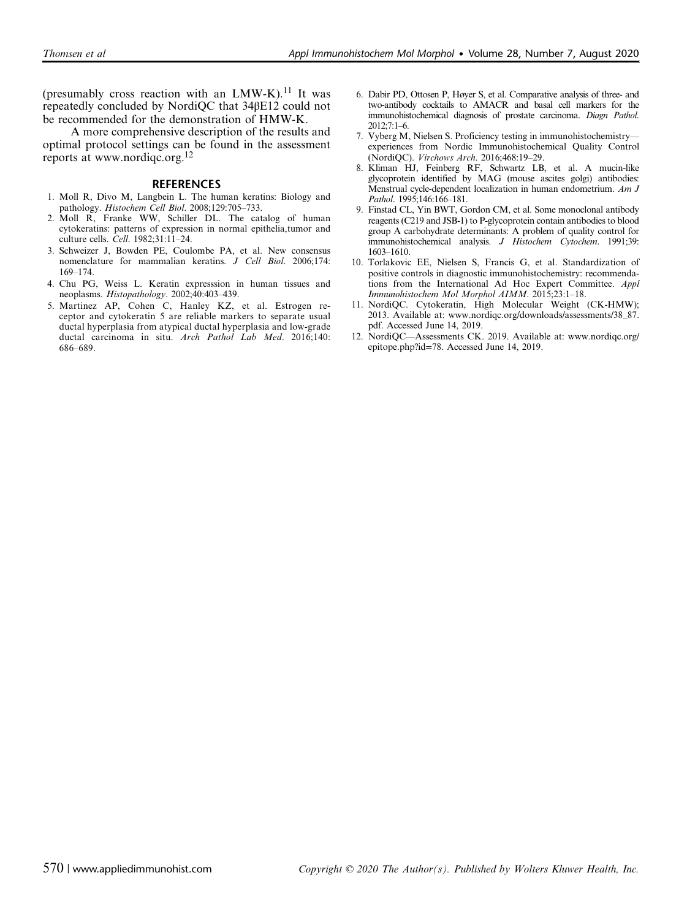(presumably cross reaction with an LMW-K).[11] It was repeatedly concluded by NordiQC that 34βE12 could not be recommended for the demonstration of HMW-K.

A more comprehensive description of the results and optimal protocol settings can be found in the assessment reports at www.nordiqc.org.[12]

## REFERENCES

1. Moll R, Divo M, Langbein L. The human keratins: Biology and pathology. *Histochem Cell Biol*. 2008;129:705–733.
2. Moll R, Franke WW, Schiller DL. The catalog of human cytokeratins: patterns of expression in normal epithelia,tumor and culture cells. *Cell*. 1982;31:11–24.
3. Schweizer J, Bowden PE, Coulombe PA, et al. New consensus nomenclature for mammalian keratins. *J Cell Biol*. 2006;174: 169–174.
4. Chu PG, Weiss L. Keratin expresssion in human tissues and neoplasms. *Histopathology*. 2002;40:403–439.
5. Martinez AP, Cohen C, Hanley KZ, et al. Estrogen receptor and cytokeratin 5 are reliable markers to separate usual ductal hyperplasia from atypical ductal hyperplasia and low-grade ductal carcinoma in situ. *Arch Pathol Lab Med*. 2016;140: 686–689.
6. Dabir PD, Ottosen P, Høyer S, et al. Comparative analysis of three- and two-antibody cocktails to AMACR and basal cell markers for the immunohistochemical diagnosis of prostate carcinoma. *Diagn Pathol*. 2012;7:1–6.
7. Vyberg M, Nielsen S. Proficiency testing in immunohistochemistry—experiences from Nordic Immunohistochemical Quality Control (NordiQC). *Virchows Arch*. 2016;468:19–29.
8. Kliman HJ, Feinberg RF, Schwartz LB, et al. A mucin-like glycoprotein identified by MAG (mouse ascites golgi) antibodies: Menstrual cycle-dependent localization in human endometrium. *Am J Pathol*. 1995;146:166–181.
9. Finstad CL, Yin BWT, Gordon CM, et al. Some monoclonal antibody reagents (C219 and JSB-1) to P-glycoprotein contain antibodies to blood group A carbohydrate determinants: A problem of quality control for immunohistochemical analysis. *J Histochem Cytochem*. 1991;39: 1603–1610.
10. Torlakovic EE, Nielsen S, Francis G, et al. Standardization of positive controls in diagnostic immunohistochemistry: recommendations from the International Ad Hoc Expert Committee. *Appl Immunohistochem Mol Morphol AIMM*. 2015;23:1–18.
11. NordiQC. Cytokeratin, High Molecular Weight (CK-HMW); 2013. Available at: www.nordiqc.org/downloads/assessments/38_87.pdf. Accessed June 14, 2019.
12. NordiQC—Assessments CK. 2019. Available at: www.nordiqc.org/epitope.php?id=78. Accessed June 14, 2019.